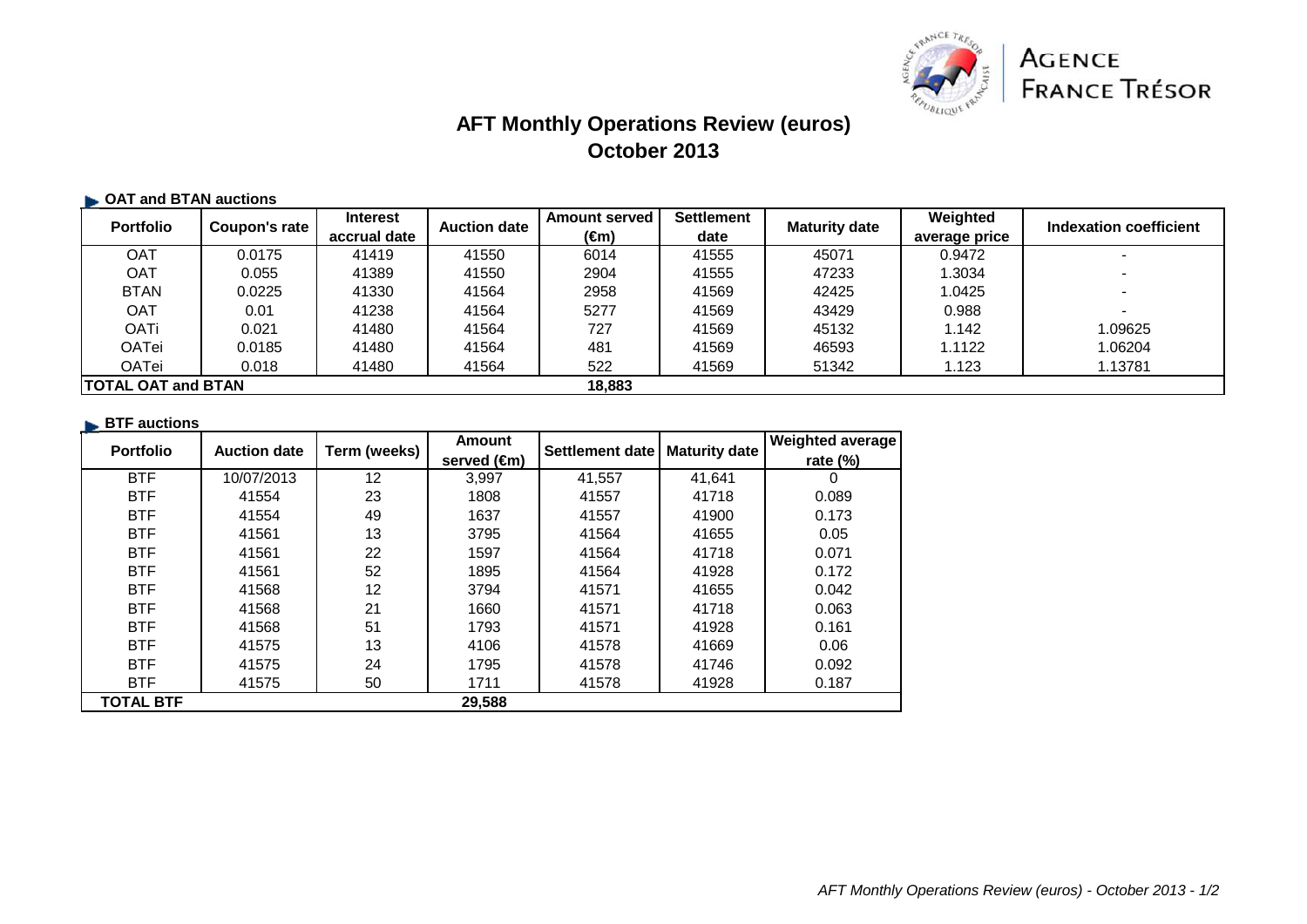AGENCE FRANCE TRÉSOR

# AFT Monthly Operations Review (euros)
## October 2013

### OAT and BTAN auctions

| Portfolio | Coupon's rate | Interest accrual date | Auction date | Amount served (€m) | Settlement date | Maturity date | Weighted average price | Indexation coefficient |
|---|---|---|---|---|---|---|---|---|
| OAT | 0.0175 | 41419 | 41550 | 6014 | 41555 | 45071 | 0.9472 | - |
| OAT | 0.055 | 41389 | 41550 | 2904 | 41555 | 47233 | 1.3034 | - |
| BTAN | 0.0225 | 41330 | 41564 | 2958 | 41569 | 42425 | 1.0425 | - |
| OAT | 0.01 | 41238 | 41564 | 5277 | 41569 | 43429 | 0.988 | - |
| OATi | 0.021 | 41480 | 41564 | 727 | 41569 | 45132 | 1.142 | 1.09625 |
| OATei | 0.0185 | 41480 | 41564 | 481 | 41569 | 46593 | 1.1122 | 1.06204 |
| OATei | 0.018 | 41480 | 41564 | 522 | 41569 | 51342 | 1.123 | 1.13781 |
| **TOTAL OAT and BTAN** | | | | **18,883** | | | | |

### BTF auctions

| Portfolio | Auction date | Term (weeks) | Amount served (€m) | Settlement date | Maturity date | Weighted average rate (%) |
|---|---|---|---|---|---|---|
| BTF | 10/07/2013 | 12 | 3,997 | 41,557 | 41,641 | 0 |
| BTF | 41554 | 23 | 1808 | 41557 | 41718 | 0.089 |
| BTF | 41554 | 49 | 1637 | 41557 | 41900 | 0.173 |
| BTF | 41561 | 13 | 3795 | 41564 | 41655 | 0.05 |
| BTF | 41561 | 22 | 1597 | 41564 | 41718 | 0.071 |
| BTF | 41561 | 52 | 1895 | 41564 | 41928 | 0.172 |
| BTF | 41568 | 12 | 3794 | 41571 | 41655 | 0.042 |
| BTF | 41568 | 21 | 1660 | 41571 | 41718 | 0.063 |
| BTF | 41568 | 51 | 1793 | 41571 | 41928 | 0.161 |
| BTF | 41575 | 13 | 4106 | 41578 | 41669 | 0.06 |
| BTF | 41575 | 24 | 1795 | 41578 | 41746 | 0.092 |
| BTF | 41575 | 50 | 1711 | 41578 | 41928 | 0.187 |
| **TOTAL BTF** | | | **29,588** | | | |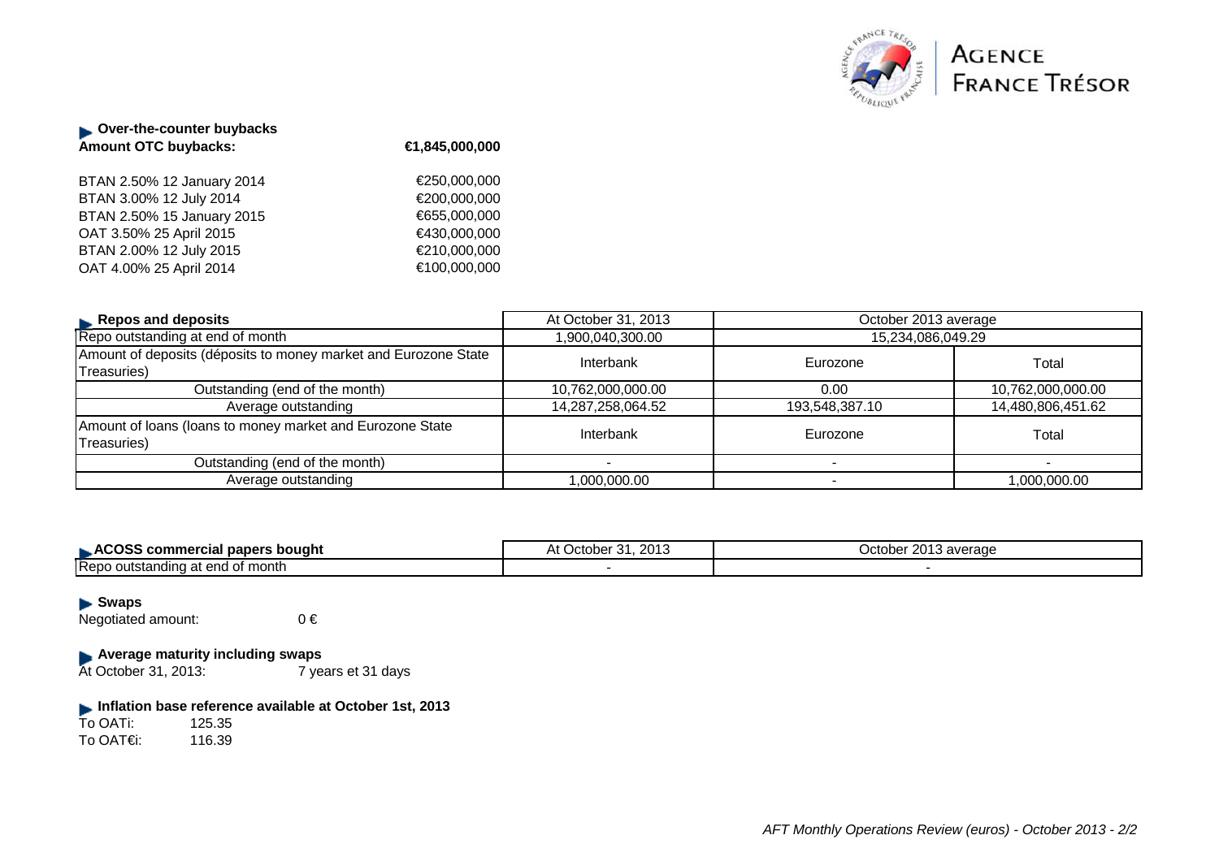### Over-the-counter buybacks

| **Amount OTC buybacks:** | **€1,845,000,000** |
|---|---|
| BTAN 2.50% 12 January 2014 | €250,000,000 |
| BTAN 3.00% 12 July 2014 | €200,000,000 |
| BTAN 2.50% 15 January 2015 | €655,000,000 |
| OAT 3.50% 25 April 2015 | €430,000,000 |
| BTAN 2.00% 12 July 2015 | €210,000,000 |
| OAT 4.00% 25 April 2014 | €100,000,000 |

| **Repos and deposits** | At October 31, 2013 | October 2013 average | |
|---|---|---|---|
| Repo outstanding at end of month | 1,900,040,300.00 | 15,234,086,049.29 | |
| Amount of deposits (dépôts to money market and Eurozone State Treasuries) | Interbank | Eurozone | Total |
| Outstanding (end of the month) | 10,762,000,000.00 | 0.00 | 10,762,000,000.00 |
| Average outstanding | 14,287,258,064.52 | 193,548,387.10 | 14,480,806,451.62 |
| Amount of loans (loans to money market and Eurozone State Treasuries) | Interbank | Eurozone | Total |
| Outstanding (end of the month) | - | - | - |
| Average outstanding | 1,000,000.00 | - | 1,000,000.00 |

| **ACOSS commercial papers bought** | At October 31, 2013 | October 2013 average |
|---|---|---|
| Repo outstanding at end of month | - | - |

### Swaps

Negotiated amount: 0 €

### Average maturity including swaps

At October 31, 2013: 7 years et 31 days

### Inflation base reference available at October 1st, 2013

To OATi: 125.35

To OAT€i: 116.39